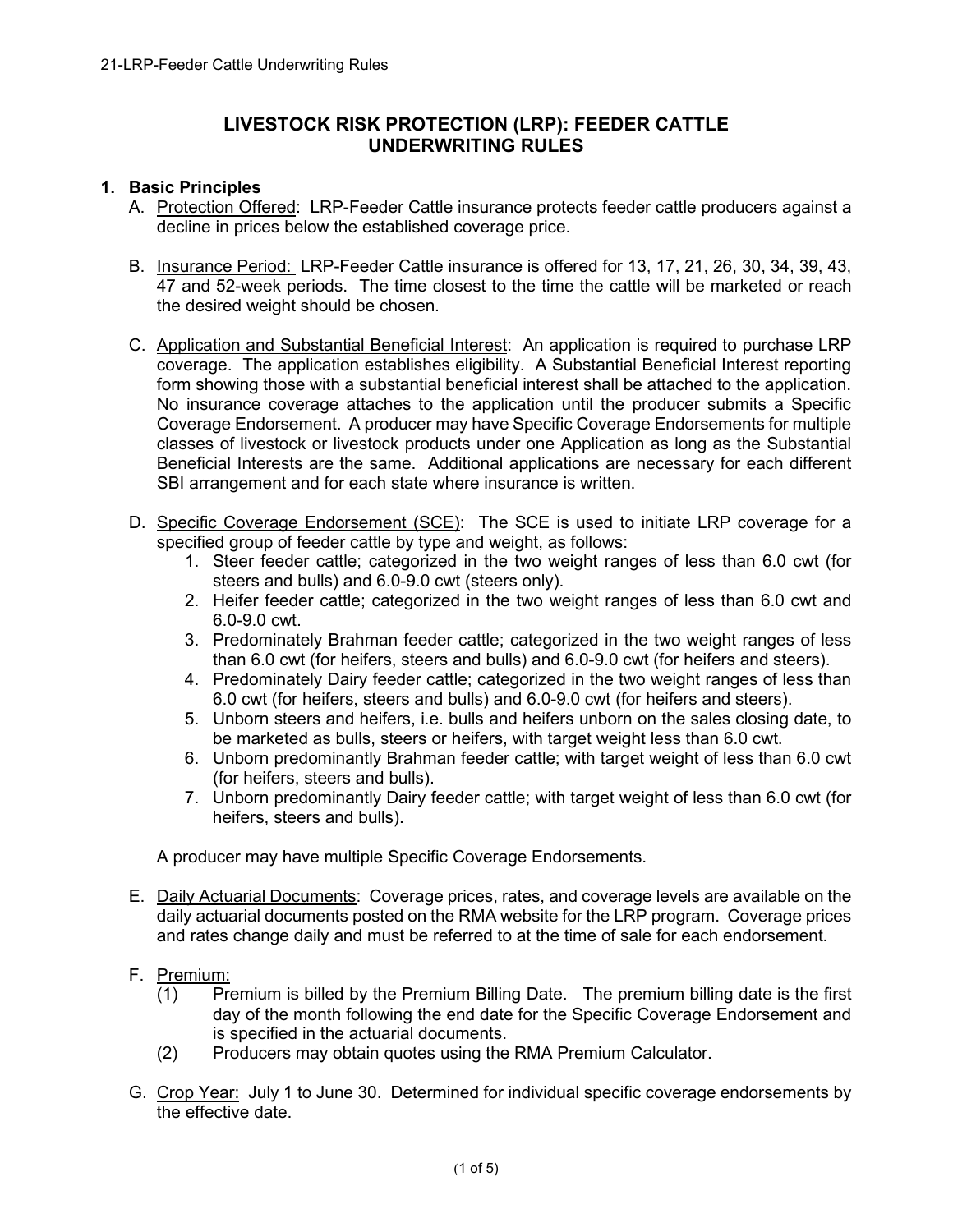# LIVESTOCK RISK PROTECTION (LRP): FEEDER CATTLE UNDERWRITING RULES

## 1. Basic Principles

A. Protection Offered: LRP-Feeder Cattle insurance protects feeder cattle producers against a decline in prices below the established coverage price.

B. Insurance Period: LRP-Feeder Cattle insurance is offered for 13, 17, 21, 26, 30, 34, 39, 43, 47 and 52-week periods. The time closest to the time the cattle will be marketed or reach the desired weight should be chosen.

C. Application and Substantial Beneficial Interest: An application is required to purchase LRP coverage. The application establishes eligibility. A Substantial Beneficial Interest reporting form showing those with a substantial beneficial interest shall be attached to the application. No insurance coverage attaches to the application until the producer submits a Specific Coverage Endorsement. A producer may have Specific Coverage Endorsements for multiple classes of livestock or livestock products under one Application as long as the Substantial Beneficial Interests are the same. Additional applications are necessary for each different SBI arrangement and for each state where insurance is written.

D. Specific Coverage Endorsement (SCE): The SCE is used to initiate LRP coverage for a specified group of feeder cattle by type and weight, as follows:

1. Steer feeder cattle; categorized in the two weight ranges of less than 6.0 cwt (for steers and bulls) and 6.0-9.0 cwt (steers only).
2. Heifer feeder cattle; categorized in the two weight ranges of less than 6.0 cwt and 6.0-9.0 cwt.
3. Predominately Brahman feeder cattle; categorized in the two weight ranges of less than 6.0 cwt (for heifers, steers and bulls) and 6.0-9.0 cwt (for heifers and steers).
4. Predominately Dairy feeder cattle; categorized in the two weight ranges of less than 6.0 cwt (for heifers, steers and bulls) and 6.0-9.0 cwt (for heifers and steers).
5. Unborn steers and heifers, i.e. bulls and heifers unborn on the sales closing date, to be marketed as bulls, steers or heifers, with target weight less than 6.0 cwt.
6. Unborn predominantly Brahman feeder cattle; with target weight of less than 6.0 cwt (for heifers, steers and bulls).
7. Unborn predominantly Dairy feeder cattle; with target weight of less than 6.0 cwt (for heifers, steers and bulls).

A producer may have multiple Specific Coverage Endorsements.

E. Daily Actuarial Documents: Coverage prices, rates, and coverage levels are available on the daily actuarial documents posted on the RMA website for the LRP program. Coverage prices and rates change daily and must be referred to at the time of sale for each endorsement.

F. Premium:

(1) Premium is billed by the Premium Billing Date. The premium billing date is the first day of the month following the end date for the Specific Coverage Endorsement and is specified in the actuarial documents.

(2) Producers may obtain quotes using the RMA Premium Calculator.

G. Crop Year: July 1 to June 30. Determined for individual specific coverage endorsements by the effective date.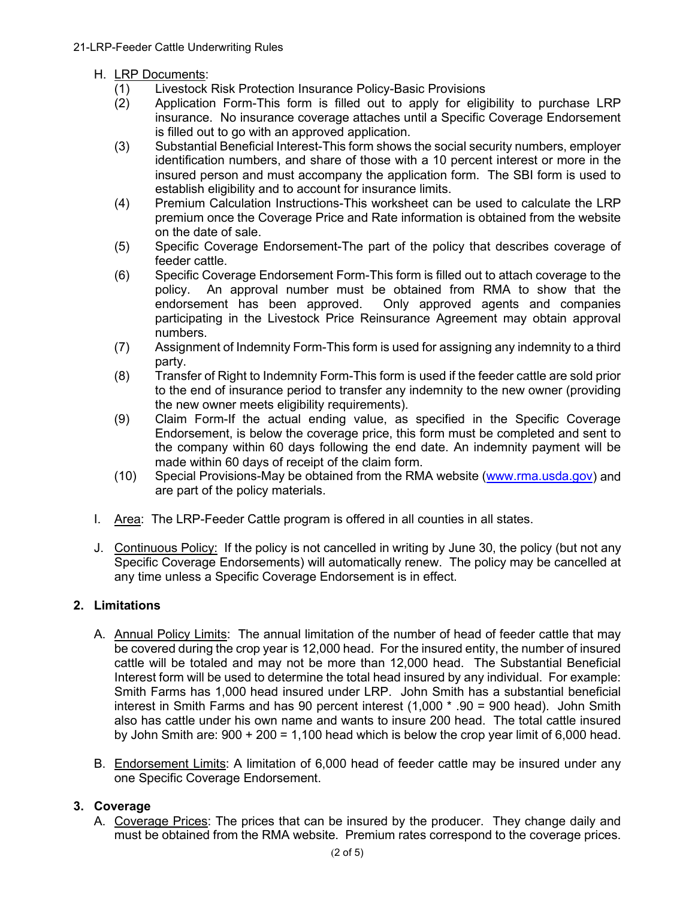H. LRP Documents:
   (1) Livestock Risk Protection Insurance Policy-Basic Provisions
   (2) Application Form-This form is filled out to apply for eligibility to purchase LRP insurance. No insurance coverage attaches until a Specific Coverage Endorsement is filled out to go with an approved application.
   (3) Substantial Beneficial Interest-This form shows the social security numbers, employer identification numbers, and share of those with a 10 percent interest or more in the insured person and must accompany the application form. The SBI form is used to establish eligibility and to account for insurance limits.
   (4) Premium Calculation Instructions-This worksheet can be used to calculate the LRP premium once the Coverage Price and Rate information is obtained from the website on the date of sale.
   (5) Specific Coverage Endorsement-The part of the policy that describes coverage of feeder cattle.
   (6) Specific Coverage Endorsement Form-This form is filled out to attach coverage to the policy. An approval number must be obtained from RMA to show that the endorsement has been approved. Only approved agents and companies participating in the Livestock Price Reinsurance Agreement may obtain approval numbers.
   (7) Assignment of Indemnity Form-This form is used for assigning any indemnity to a third party.
   (8) Transfer of Right to Indemnity Form-This form is used if the feeder cattle are sold prior to the end of insurance period to transfer any indemnity to the new owner (providing the new owner meets eligibility requirements).
   (9) Claim Form-If the actual ending value, as specified in the Specific Coverage Endorsement, is below the coverage price, this form must be completed and sent to the company within 60 days following the end date. An indemnity payment will be made within 60 days of receipt of the claim form.
   (10) Special Provisions-May be obtained from the RMA website (www.rma.usda.gov) and are part of the policy materials.

I. Area: The LRP-Feeder Cattle program is offered in all counties in all states.

J. Continuous Policy: If the policy is not cancelled in writing by June 30, the policy (but not any Specific Coverage Endorsements) will automatically renew. The policy may be cancelled at any time unless a Specific Coverage Endorsement is in effect.

## 2. Limitations

A. Annual Policy Limits: The annual limitation of the number of head of feeder cattle that may be covered during the crop year is 12,000 head. For the insured entity, the number of insured cattle will be totaled and may not be more than 12,000 head. The Substantial Beneficial Interest form will be used to determine the total head insured by any individual. For example: Smith Farms has 1,000 head insured under LRP. John Smith has a substantial beneficial interest in Smith Farms and has 90 percent interest (1,000 * .90 = 900 head). John Smith also has cattle under his own name and wants to insure 200 head. The total cattle insured by John Smith are: 900 + 200 = 1,100 head which is below the crop year limit of 6,000 head.

B. Endorsement Limits: A limitation of 6,000 head of feeder cattle may be insured under any one Specific Coverage Endorsement.

## 3. Coverage

A. Coverage Prices: The prices that can be insured by the producer. They change daily and must be obtained from the RMA website. Premium rates correspond to the coverage prices.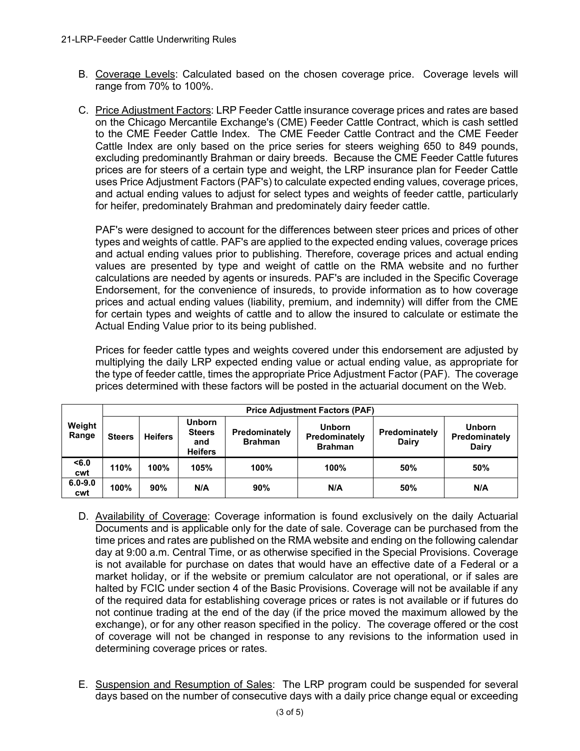B. Coverage Levels: Calculated based on the chosen coverage price. Coverage levels will range from 70% to 100%.

C. Price Adjustment Factors: LRP Feeder Cattle insurance coverage prices and rates are based on the Chicago Mercantile Exchange's (CME) Feeder Cattle Contract, which is cash settled to the CME Feeder Cattle Index. The CME Feeder Cattle Contract and the CME Feeder Cattle Index are only based on the price series for steers weighing 650 to 849 pounds, excluding predominantly Brahman or dairy breeds. Because the CME Feeder Cattle futures prices are for steers of a certain type and weight, the LRP insurance plan for Feeder Cattle uses Price Adjustment Factors (PAF's) to calculate expected ending values, coverage prices, and actual ending values to adjust for select types and weights of feeder cattle, particularly for heifer, predominately Brahman and predominately dairy feeder cattle.

   PAF's were designed to account for the differences between steer prices and prices of other types and weights of cattle. PAF's are applied to the expected ending values, coverage prices and actual ending values prior to publishing. Therefore, coverage prices and actual ending values are presented by type and weight of cattle on the RMA website and no further calculations are needed by agents or insureds. PAF's are included in the Specific Coverage Endorsement, for the convenience of insureds, to provide information as to how coverage prices and actual ending values (liability, premium, and indemnity) will differ from the CME for certain types and weights of cattle and to allow the insured to calculate or estimate the Actual Ending Value prior to its being published.

   Prices for feeder cattle types and weights covered under this endorsement are adjusted by multiplying the daily LRP expected ending value or actual ending value, as appropriate for the type of feeder cattle, times the appropriate Price Adjustment Factor (PAF). The coverage prices determined with these factors will be posted in the actuarial document on the Web.

| Weight Range | Price Adjustment Factors (PAF) | | | | | | |
|---|---|---|---|---|---|---|---|
| | **Steers** | **Heifers** | **Unborn Steers and Heifers** | **Predominately Brahman** | **Unborn Predominately Brahman** | **Predominately Dairy** | **Unborn Predominately Dairy** |
| **<6.0 cwt** | **110%** | **100%** | **105%** | **100%** | **100%** | **50%** | **50%** |
| **6.0-9.0 cwt** | **100%** | **90%** | **N/A** | **90%** | **N/A** | **50%** | **N/A** |

D. Availability of Coverage: Coverage information is found exclusively on the daily Actuarial Documents and is applicable only for the date of sale. Coverage can be purchased from the time prices and rates are published on the RMA website and ending on the following calendar day at 9:00 a.m. Central Time, or as otherwise specified in the Special Provisions. Coverage is not available for purchase on dates that would have an effective date of a Federal or a market holiday, or if the website or premium calculator are not operational, or if sales are halted by FCIC under section 4 of the Basic Provisions. Coverage will not be available if any of the required data for establishing coverage prices or rates is not available or if futures do not continue trading at the end of the day (if the price moved the maximum allowed by the exchange), or for any other reason specified in the policy. The coverage offered or the cost of coverage will not be changed in response to any revisions to the information used in determining coverage prices or rates.

E. Suspension and Resumption of Sales: The LRP program could be suspended for several days based on the number of consecutive days with a daily price change equal or exceeding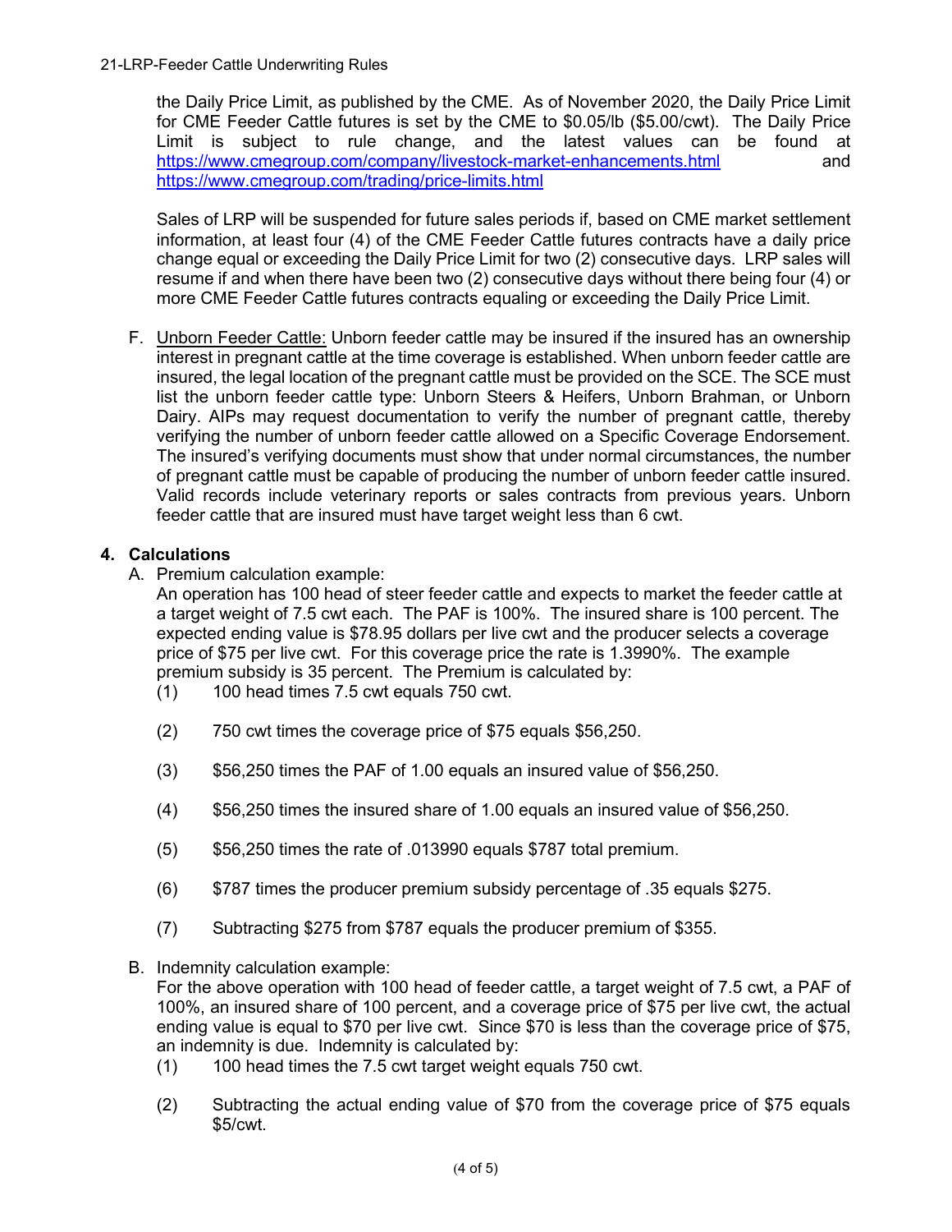the Daily Price Limit, as published by the CME. As of November 2020, the Daily Price Limit for CME Feeder Cattle futures is set by the CME to $0.05/lb ($5.00/cwt). The Daily Price Limit is subject to rule change, and the latest values can be found at https://www.cmegroup.com/company/livestock-market-enhancements.html and https://www.cmegroup.com/trading/price-limits.html

Sales of LRP will be suspended for future sales periods if, based on CME market settlement information, at least four (4) of the CME Feeder Cattle futures contracts have a daily price change equal or exceeding the Daily Price Limit for two (2) consecutive days. LRP sales will resume if and when there have been two (2) consecutive days without there being four (4) or more CME Feeder Cattle futures contracts equaling or exceeding the Daily Price Limit.

F. Unborn Feeder Cattle: Unborn feeder cattle may be insured if the insured has an ownership interest in pregnant cattle at the time coverage is established. When unborn feeder cattle are insured, the legal location of the pregnant cattle must be provided on the SCE. The SCE must list the unborn feeder cattle type: Unborn Steers & Heifers, Unborn Brahman, or Unborn Dairy. AIPs may request documentation to verify the number of pregnant cattle, thereby verifying the number of unborn feeder cattle allowed on a Specific Coverage Endorsement. The insured's verifying documents must show that under normal circumstances, the number of pregnant cattle must be capable of producing the number of unborn feeder cattle insured. Valid records include veterinary reports or sales contracts from previous years. Unborn feeder cattle that are insured must have target weight less than 6 cwt.

## 4. Calculations

A. Premium calculation example:
An operation has 100 head of steer feeder cattle and expects to market the feeder cattle at a target weight of 7.5 cwt each. The PAF is 100%. The insured share is 100 percent. The expected ending value is $78.95 dollars per live cwt and the producer selects a coverage price of $75 per live cwt. For this coverage price the rate is 1.3990%. The example premium subsidy is 35 percent. The Premium is calculated by:

(1) 100 head times 7.5 cwt equals 750 cwt.

(2) 750 cwt times the coverage price of $75 equals $56,250.

(3) $56,250 times the PAF of 1.00 equals an insured value of $56,250.

(4) $56,250 times the insured share of 1.00 equals an insured value of $56,250.

(5) $56,250 times the rate of .013990 equals $787 total premium.

(6) $787 times the producer premium subsidy percentage of .35 equals $275.

(7) Subtracting $275 from $787 equals the producer premium of $355.

B. Indemnity calculation example:
For the above operation with 100 head of feeder cattle, a target weight of 7.5 cwt, a PAF of 100%, an insured share of 100 percent, and a coverage price of $75 per live cwt, the actual ending value is equal to $70 per live cwt. Since $70 is less than the coverage price of $75, an indemnity is due. Indemnity is calculated by:

(1) 100 head times the 7.5 cwt target weight equals 750 cwt.

(2) Subtracting the actual ending value of $70 from the coverage price of $75 equals $5/cwt.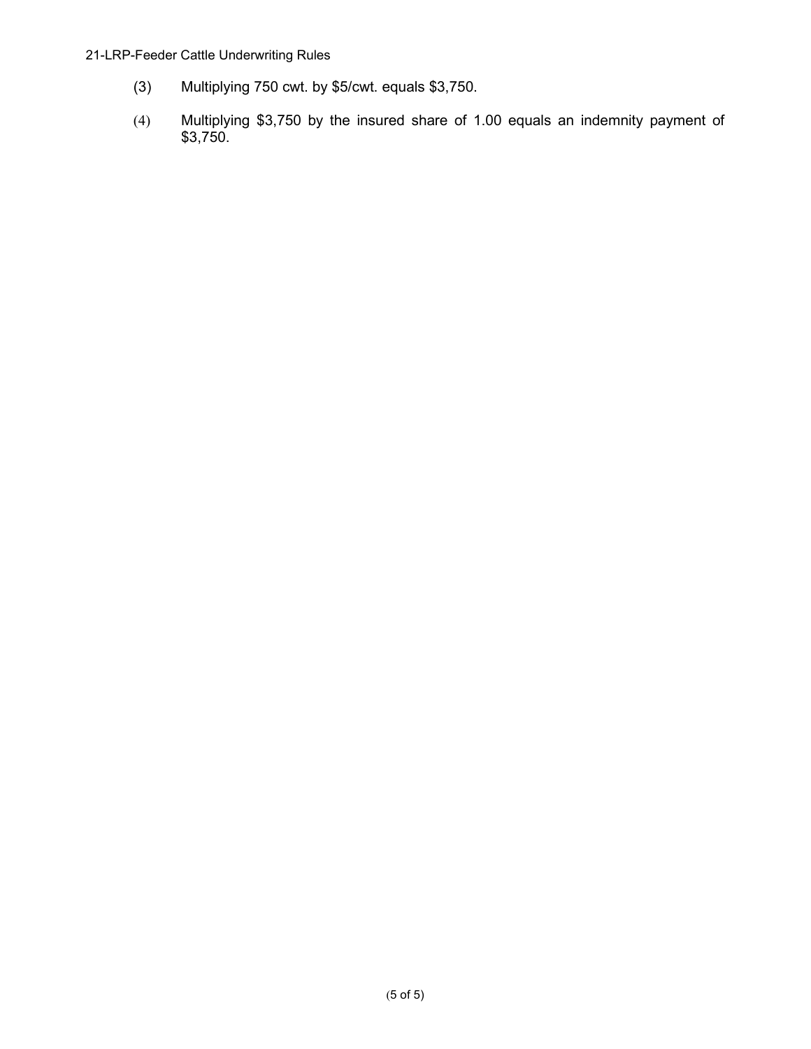(3) Multiplying 750 cwt. by $5/cwt. equals $3,750.

(4) Multiplying $3,750 by the insured share of 1.00 equals an indemnity payment of $3,750.